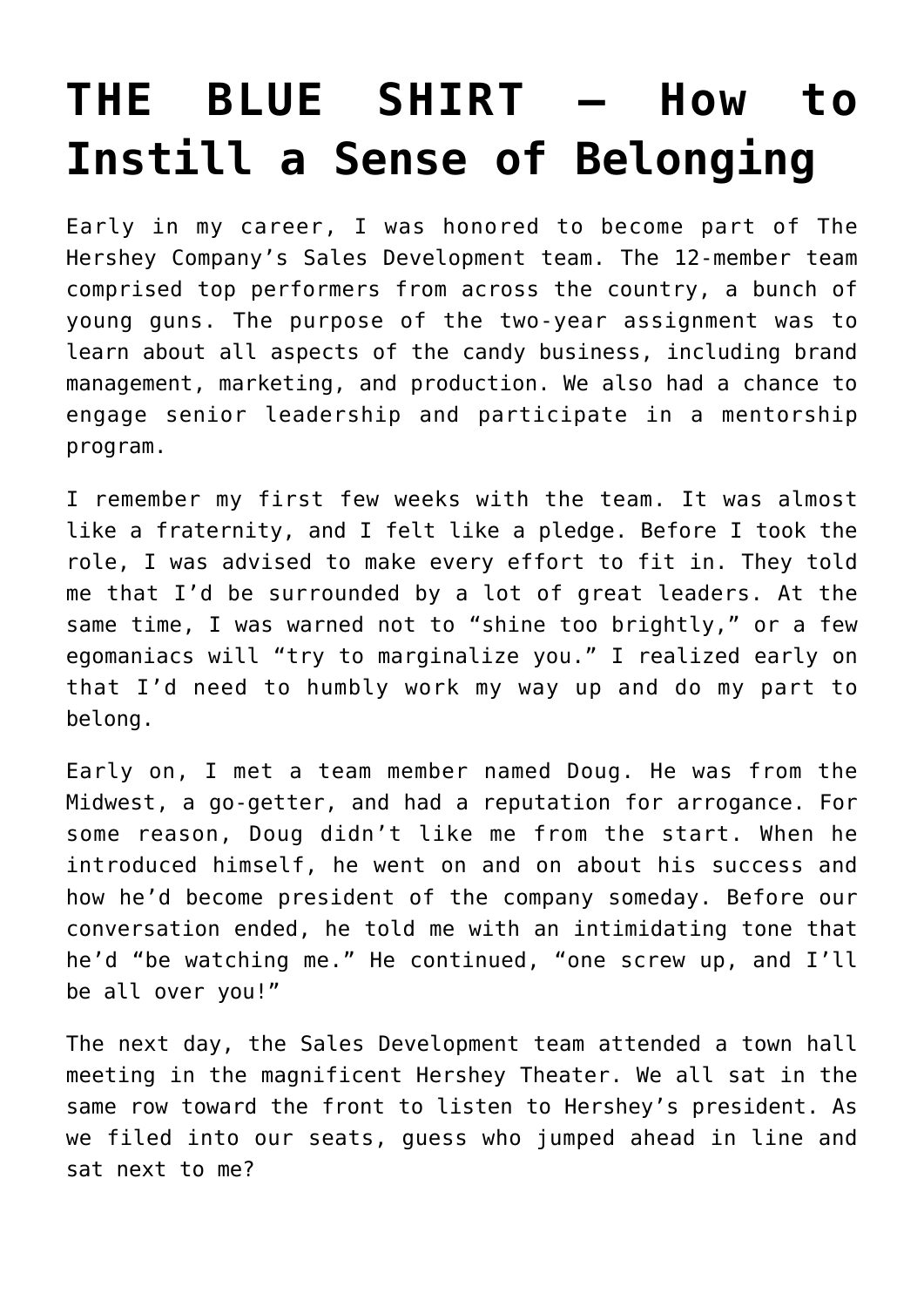# THE BLUE SHIRT – How to Instill a Sense of Belonging

Early in my career, I was honored to become part of The Hershey Company's Sales Development team. The 12-member team comprised top performers from across the country, a bunch of young guns. The purpose of the two-year assignment was to learn about all aspects of the candy business, including brand management, marketing, and production. We also had a chance to engage senior leadership and participate in a mentorship program.

I remember my first few weeks with the team. It was almost like a fraternity, and I felt like a pledge. Before I took the role, I was advised to make every effort to fit in. They told me that I'd be surrounded by a lot of great leaders. At the same time, I was warned not to "shine too brightly," or a few egomaniacs will "try to marginalize you." I realized early on that I'd need to humbly work my way up and do my part to belong.

Early on, I met a team member named Doug. He was from the Midwest, a go-getter, and had a reputation for arrogance. For some reason, Doug didn't like me from the start. When he introduced himself, he went on and on about his success and how he'd become president of the company someday. Before our conversation ended, he told me with an intimidating tone that he'd "be watching me." He continued, "one screw up, and I'll be all over you!"

The next day, the Sales Development team attended a town hall meeting in the magnificent Hershey Theater. We all sat in the same row toward the front to listen to Hershey's president. As we filed into our seats, guess who jumped ahead in line and sat next to me?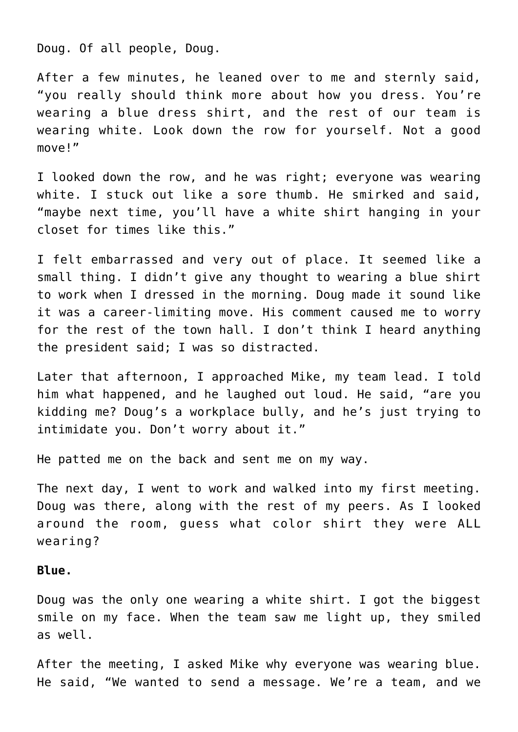Doug. Of all people, Doug.

After a few minutes, he leaned over to me and sternly said, "you really should think more about how you dress. You're wearing a blue dress shirt, and the rest of our team is wearing white. Look down the row for yourself. Not a good move!"

I looked down the row, and he was right; everyone was wearing white. I stuck out like a sore thumb. He smirked and said, "maybe next time, you'll have a white shirt hanging in your closet for times like this."

I felt embarrassed and very out of place. It seemed like a small thing. I didn't give any thought to wearing a blue shirt to work when I dressed in the morning. Doug made it sound like it was a career-limiting move. His comment caused me to worry for the rest of the town hall. I don't think I heard anything the president said; I was so distracted.

Later that afternoon, I approached Mike, my team lead. I told him what happened, and he laughed out loud. He said, "are you kidding me? Doug's a workplace bully, and he's just trying to intimidate you. Don't worry about it."

He patted me on the back and sent me on my way.

The next day, I went to work and walked into my first meeting. Doug was there, along with the rest of my peers. As I looked around the room, guess what color shirt they were ALL wearing?

**Blue.**

Doug was the only one wearing a white shirt. I got the biggest smile on my face. When the team saw me light up, they smiled as well.

After the meeting, I asked Mike why everyone was wearing blue. He said, "We wanted to send a message. We're a team, and we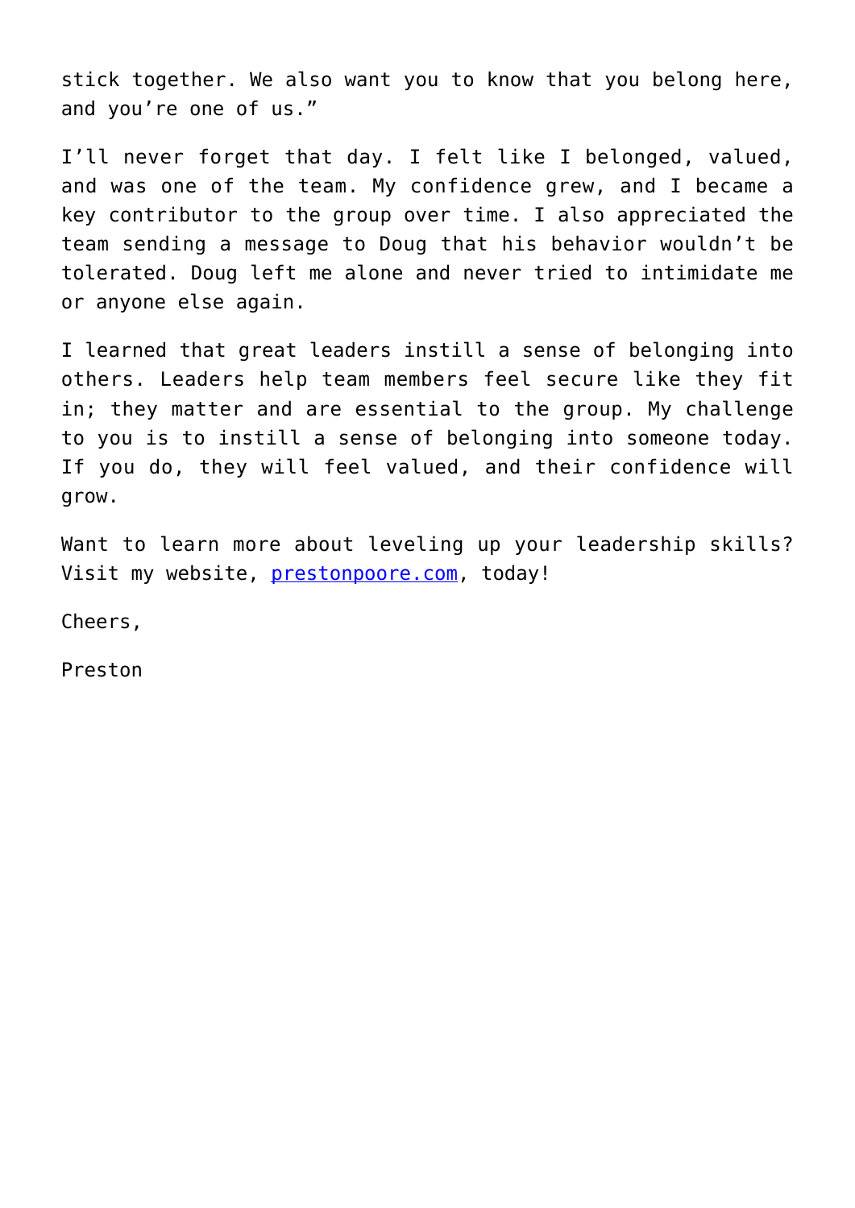stick together. We also want you to know that you belong here, and you're one of us."

I'll never forget that day. I felt like I belonged, valued, and was one of the team. My confidence grew, and I became a key contributor to the group over time. I also appreciated the team sending a message to Doug that his behavior wouldn't be tolerated. Doug left me alone and never tried to intimidate me or anyone else again.

I learned that great leaders instill a sense of belonging into others. Leaders help team members feel secure like they fit in; they matter and are essential to the group. My challenge to you is to instill a sense of belonging into someone today. If you do, they will feel valued, and their confidence will grow.

Want to learn more about leveling up your leadership skills? Visit my website, [prestonpoore.com](http://prestonpoore.com), today!

Cheers,

Preston